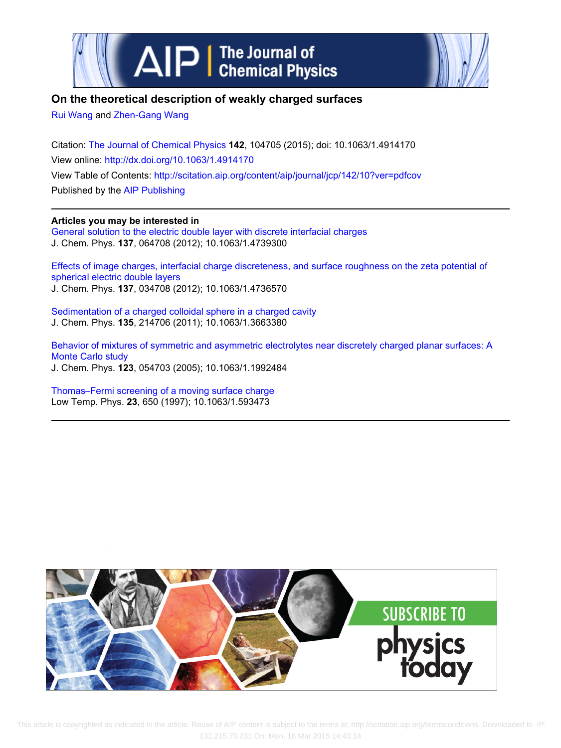# On the theoretical description of weakly charged surfaces

Rui Wang and Zhen-Gang Wang

Citation: The Journal of Chemical Physics **142**, 104705 (2015); doi: 10.1063/1.4914170

View online: http://dx.doi.org/10.1063/1.4914170

View Table of Contents: http://scitation.aip.org/content/aip/journal/jcp/142/10?ver=pdfcov

Published by the AIP Publishing

## Articles you may be interested in

General solution to the electric double layer with discrete interfacial charges
J. Chem. Phys. **137**, 064708 (2012); 10.1063/1.4739300

Effects of image charges, interfacial charge discreteness, and surface roughness on the zeta potential of spherical electric double layers
J. Chem. Phys. **137**, 034708 (2012); 10.1063/1.4736570

Sedimentation of a charged colloidal sphere in a charged cavity
J. Chem. Phys. **135**, 214706 (2011); 10.1063/1.3663380

Behavior of mixtures of symmetric and asymmetric electrolytes near discretely charged planar surfaces: A Monte Carlo study
J. Chem. Phys. **123**, 054703 (2005); 10.1063/1.1992484

Thomas–Fermi screening of a moving surface charge
Low Temp. Phys. **23**, 650 (1997); 10.1063/1.593473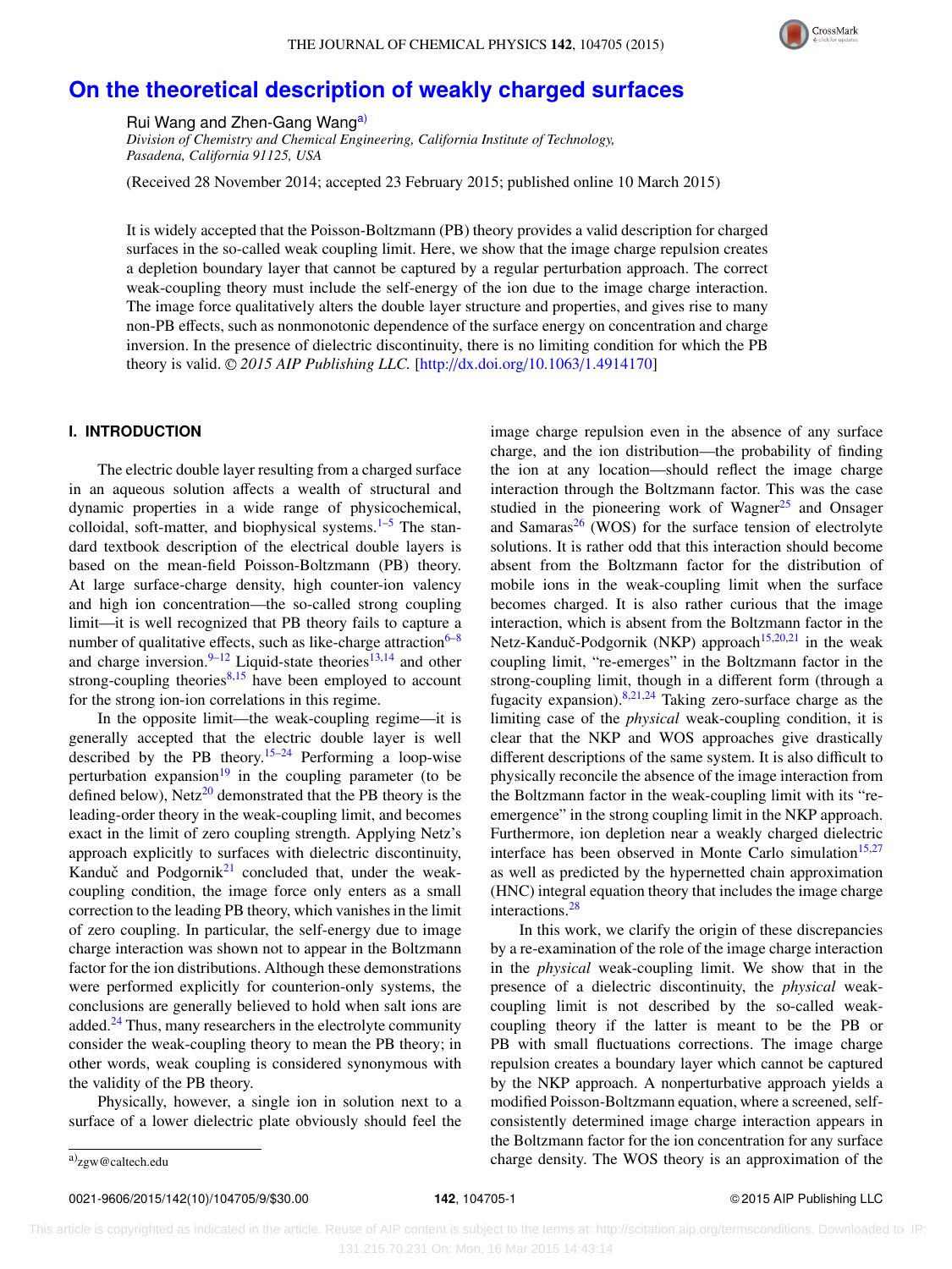# On the theoretical description of weakly charged surfaces

Rui Wang and Zhen-Gang Wang[a)]

*Division of Chemistry and Chemical Engineering, California Institute of Technology, Pasadena, California 91125, USA*

(Received 28 November 2014; accepted 23 February 2015; published online 10 March 2015)

It is widely accepted that the Poisson-Boltzmann (PB) theory provides a valid description for charged surfaces in the so-called weak coupling limit. Here, we show that the image charge repulsion creates a depletion boundary layer that cannot be captured by a regular perturbation approach. The correct weak-coupling theory must include the self-energy of the ion due to the image charge interaction. The image force qualitatively alters the double layer structure and properties, and gives rise to many non-PB effects, such as nonmonotonic dependence of the surface energy on concentration and charge inversion. In the presence of dielectric discontinuity, there is no limiting condition for which the PB theory is valid. © *2015 AIP Publishing LLC.* [http://dx.doi.org/10.1063/1.4914170]

## I. INTRODUCTION

The electric double layer resulting from a charged surface in an aqueous solution affects a wealth of structural and dynamic properties in a wide range of physicochemical, colloidal, soft-matter, and biophysical systems.[1–5] The standard textbook description of the electrical double layers is based on the mean-field Poisson-Boltzmann (PB) theory. At large surface-charge density, high counter-ion valency and high ion concentration—the so-called strong coupling limit—it is well recognized that PB theory fails to capture a number of qualitative effects, such as like-charge attraction[6–8] and charge inversion.[9–12] Liquid-state theories[13,14] and other strong-coupling theories[8,15] have been employed to account for the strong ion-ion correlations in this regime.

In the opposite limit—the weak-coupling regime—it is generally accepted that the electric double layer is well described by the PB theory.[15–24] Performing a loop-wise perturbation expansion[19] in the coupling parameter (to be defined below), Netz[20] demonstrated that the PB theory is the leading-order theory in the weak-coupling limit, and becomes exact in the limit of zero coupling strength. Applying Netz's approach explicitly to surfaces with dielectric discontinuity, Kanduč and Podgornik[21] concluded that, under the weak-coupling condition, the image force only enters as a small correction to the leading PB theory, which vanishes in the limit of zero coupling. In particular, the self-energy due to image charge interaction was shown not to appear in the Boltzmann factor for the ion distributions. Although these demonstrations were performed explicitly for counterion-only systems, the conclusions are generally believed to hold when salt ions are added.[24] Thus, many researchers in the electrolyte community consider the weak-coupling theory to mean the PB theory; in other words, weak coupling is considered synonymous with the validity of the PB theory.

Physically, however, a single ion in solution next to a surface of a lower dielectric plate obviously should feel the image charge repulsion even in the absence of any surface charge, and the ion distribution—the probability of finding the ion at any location—should reflect the image charge interaction through the Boltzmann factor. This was the case studied in the pioneering work of Wagner[25] and Onsager and Samaras[26] (WOS) for the surface tension of electrolyte solutions. It is rather odd that this interaction should become absent from the Boltzmann factor for the distribution of mobile ions in the weak-coupling limit when the surface becomes charged. It is also rather curious that the image interaction, which is absent from the Boltzmann factor in the Netz-Kanduč-Podgornik (NKP) approach[15,20,21] in the weak coupling limit, "re-emerges" in the Boltzmann factor in the strong-coupling limit, though in a different form (through a fugacity expansion).[8,21,24] Taking zero-surface charge as the limiting case of the *physical* weak-coupling condition, it is clear that the NKP and WOS approaches give drastically different descriptions of the same system. It is also difficult to physically reconcile the absence of the image interaction from the Boltzmann factor in the weak-coupling limit with its "re-emergence" in the strong coupling limit in the NKP approach. Furthermore, ion depletion near a weakly charged dielectric interface has been observed in Monte Carlo simulation[15,27] as well as predicted by the hypernetted chain approximation (HNC) integral equation theory that includes the image charge interactions.[28]

In this work, we clarify the origin of these discrepancies by a re-examination of the role of the image charge interaction in the *physical* weak-coupling limit. We show that in the presence of a dielectric discontinuity, the *physical* weak-coupling limit is not described by the so-called weak-coupling theory if the latter is meant to be the PB or PB with small fluctuations corrections. The image charge repulsion creates a boundary layer which cannot be captured by the NKP approach. A nonperturbative approach yields a modified Poisson-Boltzmann equation, where a screened, self-consistently determined image charge interaction appears in the Boltzmann factor for the ion concentration for any surface charge density. The WOS theory is an approximation of the

a)zgw@caltech.edu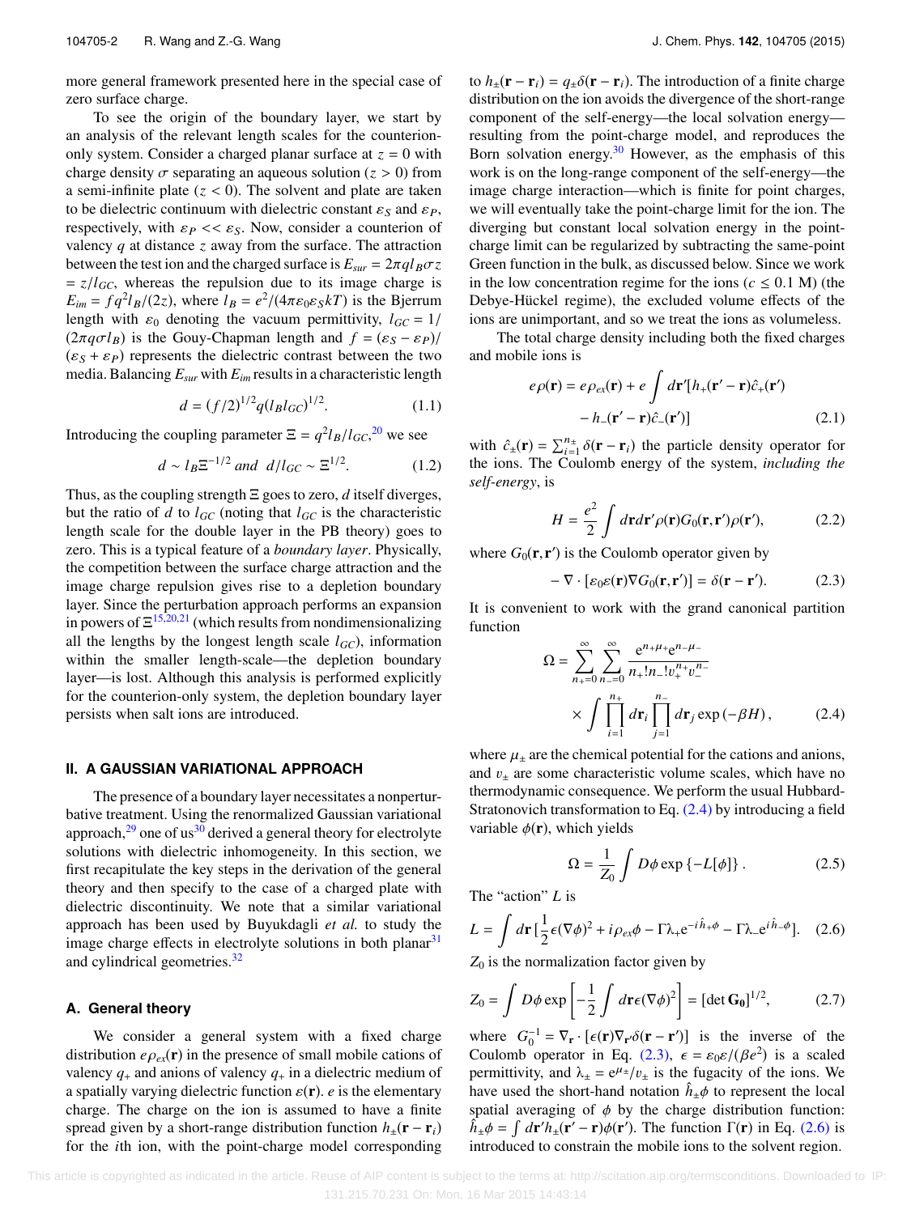more general framework presented here in the special case of zero surface charge.

To see the origin of the boundary layer, we start by an analysis of the relevant length scales for the counterion-only system. Consider a charged planar surface at $z = 0$ with charge density $\sigma$ separating an aqueous solution ($z > 0$) from a semi-infinite plate ($z < 0$). The solvent and plate are taken to be dielectric continuum with dielectric constant $\varepsilon_S$ and $\varepsilon_P$, respectively, with $\varepsilon_P << \varepsilon_S$. Now, consider a counterion of valency $q$ at distance $z$ away from the surface. The attraction between the test ion and the charged surface is $E_{sur} = 2\pi q l_B \sigma z = z/l_{GC}$, whereas the repulsion due to its image charge is $E_{im} = f q^2 l_B/(2z)$, where $l_B = e^2/(4\pi\varepsilon_0\varepsilon_S kT)$ is the Bjerrum length with $\varepsilon_0$ denoting the vacuum permittivity, $l_{GC} = 1/(2\pi q \sigma l_B)$ is the Gouy-Chapman length and $f = (\varepsilon_S - \varepsilon_P)/(\varepsilon_S + \varepsilon_P)$ represents the dielectric contrast between the two media. Balancing $E_{sur}$ with $E_{im}$ results in a characteristic length

$$d = (f/2)^{1/2} q (l_B l_{GC})^{1/2}. \tag{1.1}$$

Introducing the coupling parameter $\Xi = q^2 l_B/l_{GC}$,[20] we see

$$d \sim l_B \Xi^{-1/2} \textit{ and } d/l_{GC} \sim \Xi^{1/2}. \tag{1.2}$$

Thus, as the coupling strength $\Xi$ goes to zero, $d$ itself diverges, but the ratio of $d$ to $l_{GC}$ (noting that $l_{GC}$ is the characteristic length scale for the double layer in the PB theory) goes to zero. This is a typical feature of a *boundary layer*. Physically, the competition between the surface charge attraction and the image charge repulsion gives rise to a depletion boundary layer. Since the perturbation approach performs an expansion in powers of $\Xi$[15,20,21] (which results from nondimensionalizing all the lengths by the longest length scale $l_{GC}$), information within the smaller length-scale—the depletion boundary layer—is lost. Although this analysis is performed explicitly for the counterion-only system, the depletion boundary layer persists when salt ions are introduced.

## II. A GAUSSIAN VARIATIONAL APPROACH

The presence of a boundary layer necessitates a nonperturbative treatment. Using the renormalized Gaussian variational approach,[29] one of us[30] derived a general theory for electrolyte solutions with dielectric inhomogeneity. In this section, we first recapitulate the key steps in the derivation of the general theory and then specify to the case of a charged plate with dielectric discontinuity. We note that a similar variational approach has been used by Buyukdagli *et al.* to study the image charge effects in electrolyte solutions in both planar[31] and cylindrical geometries.[32]

### A. General theory

We consider a general system with a fixed charge distribution $e\rho_{ex}(\mathbf{r})$ in the presence of small mobile cations of valency $q_+$ and anions of valency $q_+$ in a dielectric medium of a spatially varying dielectric function $\varepsilon(\mathbf{r})$. $e$ is the elementary charge. The charge on the ion is assumed to have a finite spread given by a short-range distribution function $h_\pm(\mathbf{r} - \mathbf{r}_i)$ for the $i$th ion, with the point-charge model corresponding to $h_\pm(\mathbf{r} - \mathbf{r}_i) = q_\pm \delta(\mathbf{r} - \mathbf{r}_i)$. The introduction of a finite charge distribution on the ion avoids the divergence of the short-range component of the self-energy—the local solvation energy—resulting from the point-charge model, and reproduces the Born solvation energy.[30] However, as the emphasis of this work is on the long-range component of the self-energy—the image charge interaction—which is finite for point charges, we will eventually take the point-charge limit for the ion. The diverging but constant local solvation energy in the point-charge limit can be regularized by subtracting the same-point Green function in the bulk, as discussed below. Since we work in the low concentration regime for the ions ($c \leq 0.1$ M) (the Debye-Hückel regime), the excluded volume effects of the ions are unimportant, and so we treat the ions as volumeless.

The total charge density including both the fixed charges and mobile ions is

$$e\rho(\mathbf{r}) = e\rho_{ex}(\mathbf{r}) + e\int d\mathbf{r}'[h_+(\mathbf{r}' - \mathbf{r})\hat{c}_+(\mathbf{r}') - h_-(\mathbf{r}' - \mathbf{r})\hat{c}_-(\mathbf{r}')] \tag{2.1}$$

with $\hat{c}_\pm(\mathbf{r}) = \sum_{i=1}^{n_\pm} \delta(\mathbf{r} - \mathbf{r}_i)$ the particle density operator for the ions. The Coulomb energy of the system, *including the self-energy*, is

$$H = \frac{e^2}{2}\int d\mathbf{r}d\mathbf{r}'\rho(\mathbf{r})G_0(\mathbf{r},\mathbf{r}')\rho(\mathbf{r}'), \tag{2.2}$$

where $G_0(\mathbf{r},\mathbf{r}')$ is the Coulomb operator given by

$$-\nabla\cdot[\varepsilon_0\varepsilon(\mathbf{r})\nabla G_0(\mathbf{r},\mathbf{r}')] = \delta(\mathbf{r} - \mathbf{r}'). \tag{2.3}$$

It is convenient to work with the grand canonical partition function

$$\Omega = \sum_{n_+=0}^{\infty}\sum_{n_-=0}^{\infty}\frac{e^{n_+\mu_+}e^{n_-\mu_-}}{n_+!n_-!v_+^{n_+}v_-^{n_-}} \times \int\prod_{i=1}^{n_+}d\mathbf{r}_i\prod_{j=1}^{n_-}d\mathbf{r}_j\exp(-\beta H), \tag{2.4}$$

where $\mu_\pm$ are the chemical potential for the cations and anions, and $v_\pm$ are some characteristic volume scales, which have no thermodynamic consequence. We perform the usual Hubbard-Stratonovich transformation to Eq. (2.4) by introducing a field variable $\phi(\mathbf{r})$, which yields

$$\Omega = \frac{1}{Z_0}\int D\phi\exp\{-L[\phi]\}. \tag{2.5}$$

The "action" $L$ is

$$L = \int d\mathbf{r}\left[\frac{1}{2}\epsilon(\nabla\phi)^2 + i\rho_{ex}\phi - \Gamma\lambda_+ e^{-i\hat{h}_+\phi} - \Gamma\lambda_- e^{i\hat{h}_-\phi}\right]. \tag{2.6}$$

$Z_0$ is the normalization factor given by

$$Z_0 = \int D\phi\exp\left[-\frac{1}{2}\int d\mathbf{r}\epsilon(\nabla\phi)^2\right] = [\det\mathbf{G_0}]^{1/2}, \tag{2.7}$$

where $G_0^{-1} = \nabla_\mathbf{r}\cdot[\epsilon(\mathbf{r})\nabla_{\mathbf{r}'}\delta(\mathbf{r} - \mathbf{r}')]$ is the inverse of the Coulomb operator in Eq. (2.3), $\epsilon = \varepsilon_0\varepsilon/(\beta e^2)$ is a scaled permittivity, and $\lambda_\pm = e^{\mu_\pm}/v_\pm$ is the fugacity of the ions. We have used the short-hand notation $\hat{h}_\pm\phi$ to represent the local spatial averaging of $\phi$ by the charge distribution function: $\hat{h}_\pm\phi = \int d\mathbf{r}' h_\pm(\mathbf{r}' - \mathbf{r})\phi(\mathbf{r}')$. The function $\Gamma(\mathbf{r})$ in Eq. (2.6) is introduced to constrain the mobile ions to the solvent region.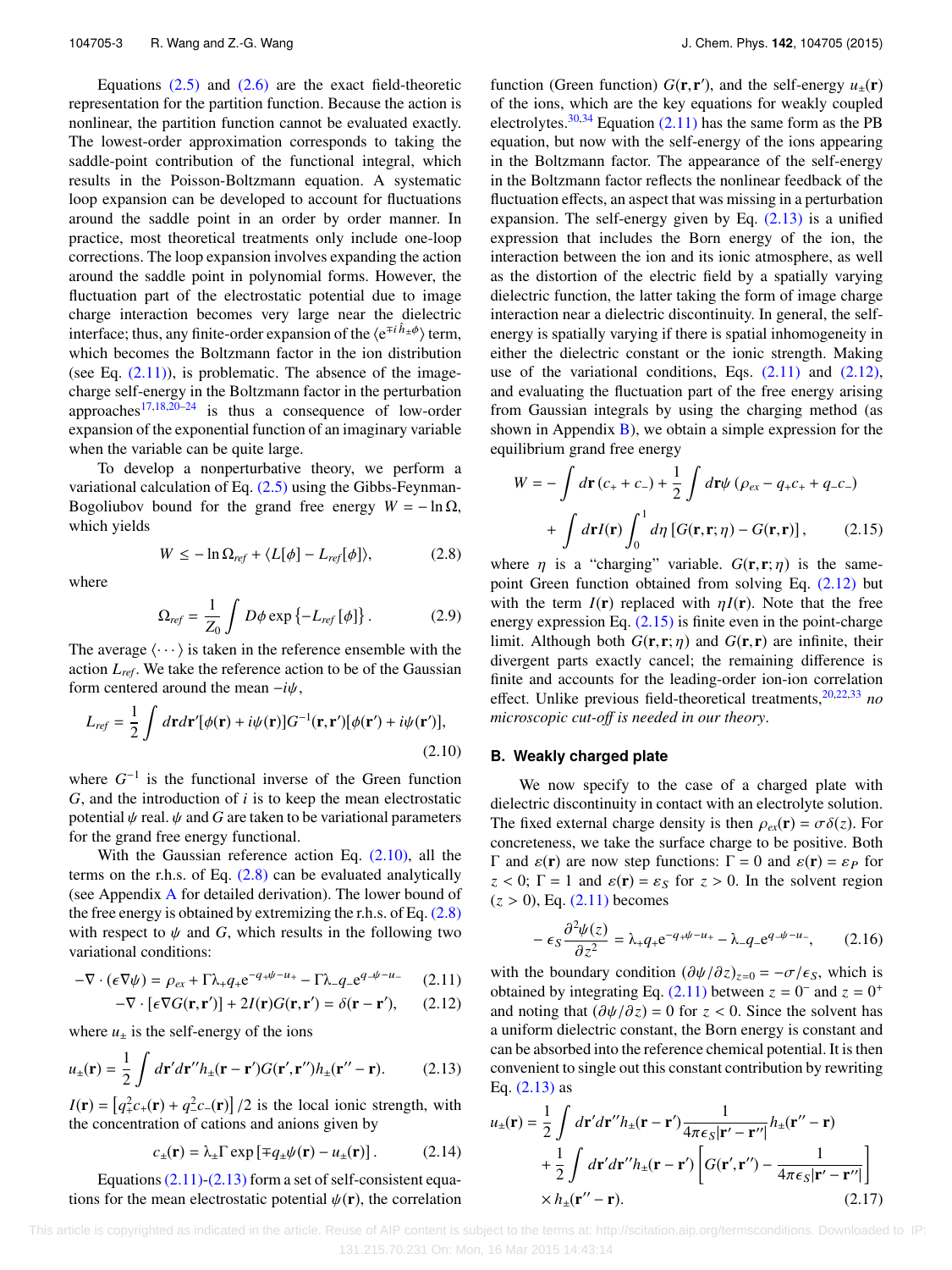Equations (2.5) and (2.6) are the exact field-theoretic representation for the partition function. Because the action is nonlinear, the partition function cannot be evaluated exactly. The lowest-order approximation corresponds to taking the saddle-point contribution of the functional integral, which results in the Poisson-Boltzmann equation. A systematic loop expansion can be developed to account for fluctuations around the saddle point in an order by order manner. In practice, most theoretical treatments only include one-loop corrections. The loop expansion involves expanding the action around the saddle point in polynomial forms. However, the fluctuation part of the electrostatic potential due to image charge interaction becomes very large near the dielectric interface; thus, any finite-order expansion of the $\langle e^{\mp i \hat{h}_{\pm}\phi} \rangle$ term, which becomes the Boltzmann factor in the ion distribution (see Eq. (2.11)), is problematic. The absence of the image-charge self-energy in the Boltzmann factor in the perturbation approaches[17,18,20–24] is thus a consequence of low-order expansion of the exponential function of an imaginary variable when the variable can be quite large.

To develop a nonperturbative theory, we perform a variational calculation of Eq. (2.5) using the Gibbs-Feynman-Bogoliubov bound for the grand free energy $W = -\ln \Omega$, which yields

$$W \le -\ln \Omega_{ref} + \langle L[\phi] - L_{ref}[\phi] \rangle, \tag{2.8}$$

where

$$\Omega_{ref} = \frac{1}{Z_0} \int D\phi \exp\left\{-L_{ref}[\phi]\right\}. \tag{2.9}$$

The average $\langle \cdots \rangle$ is taken in the reference ensemble with the action $L_{ref}$. We take the reference action to be of the Gaussian form centered around the mean $-i\psi$,

$$L_{ref} = \frac{1}{2} \int d\mathbf{r} d\mathbf{r}' [\phi(\mathbf{r}) + i\psi(\mathbf{r})] G^{-1}(\mathbf{r}, \mathbf{r}') [\phi(\mathbf{r}') + i\psi(\mathbf{r}')], \tag{2.10}$$

where $G^{-1}$ is the functional inverse of the Green function $G$, and the introduction of $i$ is to keep the mean electrostatic potential $\psi$ real. $\psi$ and $G$ are taken to be variational parameters for the grand free energy functional.

With the Gaussian reference action Eq. (2.10), all the terms on the r.h.s. of Eq. (2.8) can be evaluated analytically (see Appendix A for detailed derivation). The lower bound of the free energy is obtained by extremizing the r.h.s. of Eq. (2.8) with respect to $\psi$ and $G$, which results in the following two variational conditions:

$$-\nabla \cdot (\epsilon \nabla \psi) = \rho_{ex} + \Gamma \lambda_+ q_+ e^{-q_+\psi - u_+} - \Gamma \lambda_- q_- e^{q_-\psi - u_-} \tag{2.11}$$

$$-\nabla \cdot [\epsilon \nabla G(\mathbf{r}, \mathbf{r}')] + 2I(\mathbf{r}) G(\mathbf{r}, \mathbf{r}') = \delta(\mathbf{r} - \mathbf{r}'), \tag{2.12}$$

where $u_{\pm}$ is the self-energy of the ions

$$u_{\pm}(\mathbf{r}) = \frac{1}{2} \int d\mathbf{r}' d\mathbf{r}'' h_{\pm}(\mathbf{r} - \mathbf{r}') G(\mathbf{r}', \mathbf{r}'') h_{\pm}(\mathbf{r}'' - \mathbf{r}). \tag{2.13}$$

$I(\mathbf{r}) = \left[q_+^2 c_+(\mathbf{r}) + q_-^2 c_-(\mathbf{r})\right]/2$ is the local ionic strength, with the concentration of cations and anions given by

$$c_{\pm}(\mathbf{r}) = \lambda_{\pm} \Gamma \exp\left[\mp q_{\pm} \psi(\mathbf{r}) - u_{\pm}(\mathbf{r})\right]. \tag{2.14}$$

Equations (2.11)-(2.13) form a set of self-consistent equations for the mean electrostatic potential $\psi(\mathbf{r})$, the correlation function (Green function) $G(\mathbf{r}, \mathbf{r}')$, and the self-energy $u_{\pm}(\mathbf{r})$ of the ions, which are the key equations for weakly coupled electrolytes.[30,34] Equation (2.11) has the same form as the PB equation, but now with the self-energy of the ions appearing in the Boltzmann factor. The appearance of the self-energy in the Boltzmann factor reflects the nonlinear feedback of the fluctuation effects, an aspect that was missing in a perturbation expansion. The self-energy given by Eq. (2.13) is a unified expression that includes the Born energy of the ion, the interaction between the ion and its ionic atmosphere, as well as the distortion of the electric field by a spatially varying dielectric function, the latter taking the form of image charge interaction near a dielectric discontinuity. In general, the self-energy is spatially varying if there is spatial inhomogeneity in either the dielectric constant or the ionic strength. Making use of the variational conditions, Eqs. (2.11) and (2.12), and evaluating the fluctuation part of the free energy arising from Gaussian integrals by using the charging method (as shown in Appendix B), we obtain a simple expression for the equilibrium grand free energy

$$W = -\int d\mathbf{r}\,(c_+ + c_-) + \frac{1}{2} \int d\mathbf{r} \psi \,(\rho_{ex} - q_+ c_+ + q_- c_-) + \int d\mathbf{r} I(\mathbf{r}) \int_0^1 d\eta \,[G(\mathbf{r}, \mathbf{r}; \eta) - G(\mathbf{r}, \mathbf{r})], \tag{2.15}$$

where $\eta$ is a "charging" variable. $G(\mathbf{r}, \mathbf{r}; \eta)$ is the same-point Green function obtained from solving Eq. (2.12) but with the term $I(\mathbf{r})$ replaced with $\eta I(\mathbf{r})$. Note that the free energy expression Eq. (2.15) is finite even in the point-charge limit. Although both $G(\mathbf{r}, \mathbf{r}; \eta)$ and $G(\mathbf{r}, \mathbf{r})$ are infinite, their divergent parts exactly cancel; the remaining difference is finite and accounts for the leading-order ion-ion correlation effect. Unlike previous field-theoretical treatments,[20,22,33] *no microscopic cut-off is needed in our theory*.

### B. Weakly charged plate

We now specify to the case of a charged plate with dielectric discontinuity in contact with an electrolyte solution. The fixed external charge density is then $\rho_{ex}(\mathbf{r}) = \sigma\delta(z)$. For concreteness, we take the surface charge to be positive. Both $\Gamma$ and $\varepsilon(\mathbf{r})$ are now step functions: $\Gamma = 0$ and $\varepsilon(\mathbf{r}) = \varepsilon_P$ for $z < 0$; $\Gamma = 1$ and $\varepsilon(\mathbf{r}) = \varepsilon_S$ for $z > 0$. In the solvent region ($z > 0$), Eq. (2.11) becomes

$$-\epsilon_S \frac{\partial^2 \psi(z)}{\partial z^2} = \lambda_+ q_+ e^{-q_+\psi - u_+} - \lambda_- q_- e^{q_-\psi - u_-}, \tag{2.16}$$

with the boundary condition $(\partial\psi/\partial z)_{z=0} = -\sigma/\epsilon_S$, which is obtained by integrating Eq. (2.11) between $z = 0^-$ and $z = 0^+$ and noting that $(\partial\psi/\partial z) = 0$ for $z < 0$. Since the solvent has a uniform dielectric constant, the Born energy is constant and can be absorbed into the reference chemical potential. It is then convenient to single out this constant contribution by rewriting Eq. (2.13) as

$$u_{\pm}(\mathbf{r}) = \frac{1}{2} \int d\mathbf{r}' d\mathbf{r}'' h_{\pm}(\mathbf{r} - \mathbf{r}') \frac{1}{4\pi\epsilon_S |\mathbf{r}' - \mathbf{r}''|} h_{\pm}(\mathbf{r}'' - \mathbf{r}) + \frac{1}{2} \int d\mathbf{r}' d\mathbf{r}'' h_{\pm}(\mathbf{r} - \mathbf{r}') \left[G(\mathbf{r}', \mathbf{r}'') - \frac{1}{4\pi\epsilon_S |\mathbf{r}' - \mathbf{r}''|}\right] \times h_{\pm}(\mathbf{r}'' - \mathbf{r}). \tag{2.17}$$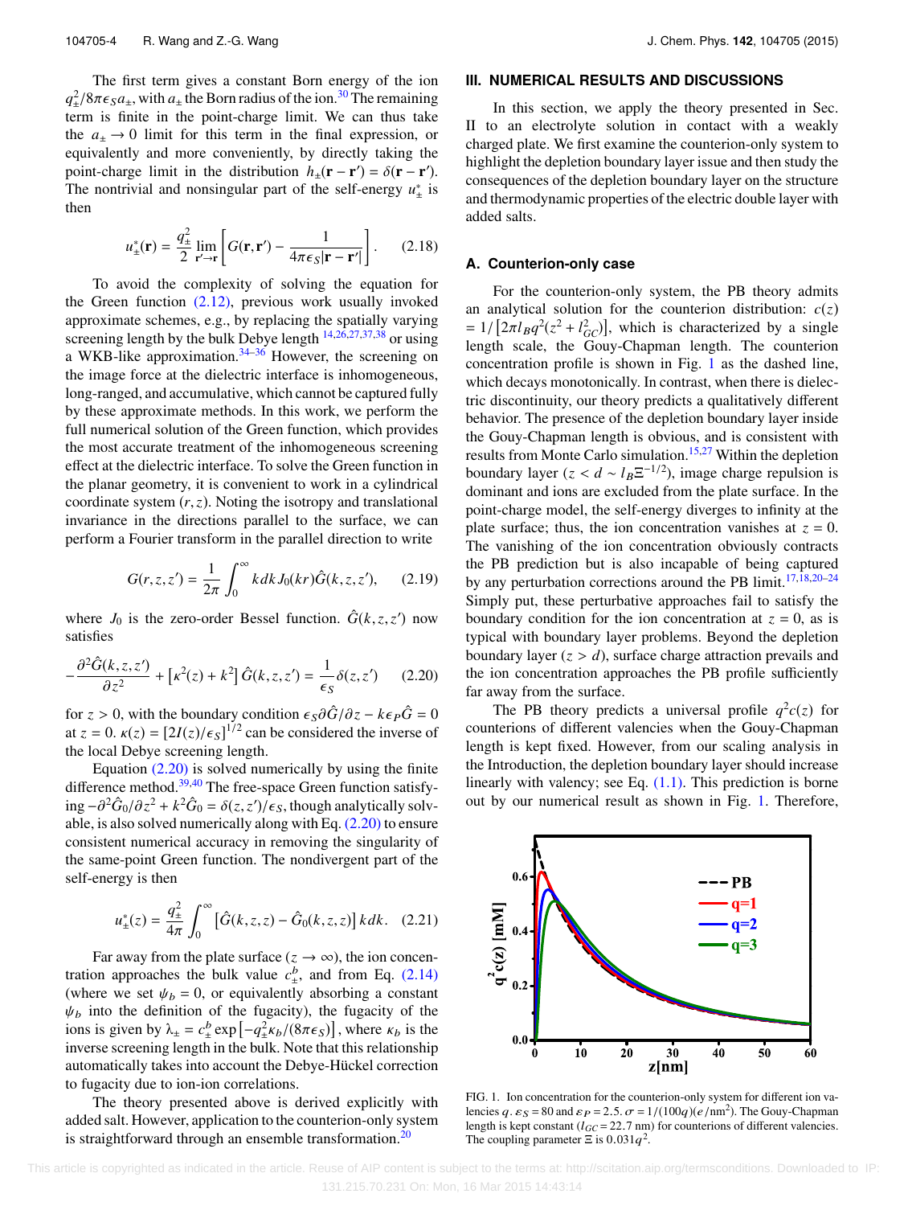The first term gives a constant Born energy of the ion $q_{\pm}^2/8\pi\epsilon_S a_{\pm}$, with $a_{\pm}$ the Born radius of the ion.[30] The remaining term is finite in the point-charge limit. We can thus take the $a_{\pm} \to 0$ limit for this term in the final expression, or equivalently and more conveniently, by directly taking the point-charge limit in the distribution $h_{\pm}(\mathbf{r}-\mathbf{r}') = \delta(\mathbf{r}-\mathbf{r}')$. The nontrivial and nonsingular part of the self-energy $u_{\pm}^*$ is then

$$u_{\pm}^*(\mathbf{r}) = \frac{q_{\pm}^2}{2}\lim_{\mathbf{r}'\to\mathbf{r}}\left[G(\mathbf{r},\mathbf{r}') - \frac{1}{4\pi\epsilon_S|\mathbf{r}-\mathbf{r}'|}\right]. \tag{2.18}$$

To avoid the complexity of solving the equation for the Green function (2.12), previous work usually invoked approximate schemes, e.g., by replacing the spatially varying screening length by the bulk Debye length[14,26,27,37,38] or using a WKB-like approximation.[34–36] However, the screening on the image force at the dielectric interface is inhomogeneous, long-ranged, and accumulative, which cannot be captured fully by these approximate methods. In this work, we perform the full numerical solution of the Green function, which provides the most accurate treatment of the inhomogeneous screening effect at the dielectric interface. To solve the Green function in the planar geometry, it is convenient to work in a cylindrical coordinate system $(r,z)$. Noting the isotropy and translational invariance in the directions parallel to the surface, we can perform a Fourier transform in the parallel direction to write

$$G(r,z,z') = \frac{1}{2\pi}\int_0^{\infty} kdk\, J_0(kr)\hat{G}(k,z,z'), \tag{2.19}$$

where $J_0$ is the zero-order Bessel function. $\hat{G}(k,z,z')$ now satisfies

$$-\frac{\partial^2 \hat{G}(k,z,z')}{\partial z^2} + \left[\kappa^2(z) + k^2\right]\hat{G}(k,z,z') = \frac{1}{\epsilon_S}\delta(z,z') \tag{2.20}$$

for $z > 0$, with the boundary condition $\epsilon_S \partial\hat{G}/\partial z - k\epsilon_P \hat{G} = 0$ at $z = 0$. $\kappa(z) = [2I(z)/\epsilon_S]^{1/2}$ can be considered the inverse of the local Debye screening length.

Equation (2.20) is solved numerically by using the finite difference method.[39,40] The free-space Green function satisfying $-\partial^2\hat{G}_0/\partial z^2 + k^2\hat{G}_0 = \delta(z,z')/\epsilon_S$, though analytically solvable, is also solved numerically along with Eq. (2.20) to ensure consistent numerical accuracy in removing the singularity of the same-point Green function. The nondivergent part of the self-energy is then

$$u_{\pm}^*(z) = \frac{q_{\pm}^2}{4\pi}\int_0^{\infty}\left[\hat{G}(k,z,z) - \hat{G}_0(k,z,z)\right]kdk. \tag{2.21}$$

Far away from the plate surface ($z \to \infty$), the ion concentration approaches the bulk value $c_{\pm}^b$, and from Eq. (2.14) (where we set $\psi_b = 0$, or equivalently absorbing a constant $\psi_b$ into the definition of the fugacity), the fugacity of the ions is given by $\lambda_{\pm} = c_{\pm}^b \exp\left[-q_{\pm}^2\kappa_b/(8\pi\epsilon_S)\right]$, where $\kappa_b$ is the inverse screening length in the bulk. Note that this relationship automatically takes into account the Debye-Hückel correction to fugacity due to ion-ion correlations.

The theory presented above is derived explicitly with added salt. However, application to the counterion-only system is straightforward through an ensemble transformation.[20]

## III. NUMERICAL RESULTS AND DISCUSSIONS

In this section, we apply the theory presented in Sec. II to an electrolyte solution in contact with a weakly charged plate. We first examine the counterion-only system to highlight the depletion boundary layer issue and then study the consequences of the depletion boundary layer on the structure and thermodynamic properties of the electric double layer with added salts.

### A. Counterion-only case

For the counterion-only system, the PB theory admits an analytical solution for the counterion distribution: $c(z) = 1/\left[2\pi l_B q^2(z^2 + l_{GC}^2)\right]$, which is characterized by a single length scale, the Gouy-Chapman length. The counterion concentration profile is shown in Fig. 1 as the dashed line, which decays monotonically. In contrast, when there is dielectric discontinuity, our theory predicts a qualitatively different behavior. The presence of the depletion boundary layer inside the Gouy-Chapman length is obvious, and is consistent with results from Monte Carlo simulation.[15,27] Within the depletion boundary layer ($z < d \sim l_B\Xi^{-1/2}$), image charge repulsion is dominant and ions are excluded from the plate surface. In the point-charge model, the self-energy diverges to infinity at the plate surface; thus, the ion concentration vanishes at $z = 0$. The vanishing of the ion concentration obviously contracts the PB prediction but is also incapable of being captured by any perturbation corrections around the PB limit.[17,18,20–24] Simply put, these perturbative approaches fail to satisfy the boundary condition for the ion concentration at $z = 0$, as is typical with boundary layer problems. Beyond the depletion boundary layer ($z > d$), surface charge attraction prevails and the ion concentration approaches the PB profile sufficiently far away from the surface.

The PB theory predicts a universal profile $q^2c(z)$ for counterions of different valencies when the Gouy-Chapman length is kept fixed. However, from our scaling analysis in the Introduction, the depletion boundary layer should increase linearly with valency; see Eq. (1.1). This prediction is borne out by our numerical result as shown in Fig. 1. Therefore,

FIG. 1. Ion concentration for the counterion-only system for different ion valencies $q$. $\epsilon_S = 80$ and $\epsilon_P = 2.5$. $\sigma = 1/(100q)(e/\text{nm}^2)$. The Gouy-Chapman length is kept constant ($l_{GC} = 22.7$ nm) for counterions of different valencies. The coupling parameter $\Xi$ is $0.031q^2$.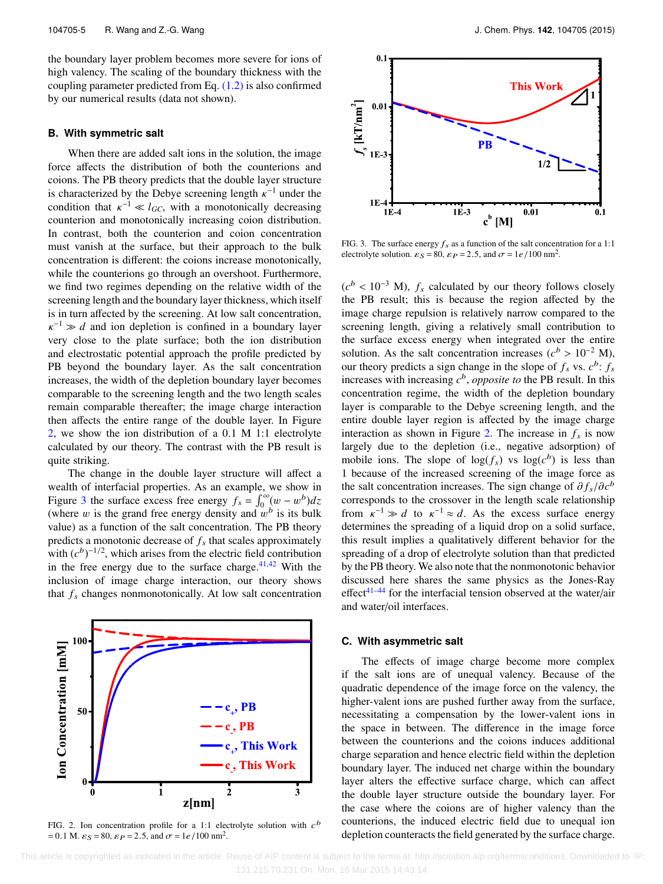the boundary layer problem becomes more severe for ions of high valency. The scaling of the boundary thickness with the coupling parameter predicted from Eq. (1.2) is also confirmed by our numerical results (data not shown).

### B. With symmetric salt

When there are added salt ions in the solution, the image force affects the distribution of both the counterions and coions. The PB theory predicts that the double layer structure is characterized by the Debye screening length $\kappa^{-1}$ under the condition that $\kappa^{-1} \ll l_{GC}$, with a monotonically decreasing counterion and monotonically increasing coion distribution. In contrast, both the counterion and coion concentration must vanish at the surface, but their approach to the bulk concentration is different: the coions increase monotonically, while the counterions go through an overshoot. Furthermore, we find two regimes depending on the relative width of the screening length and the boundary layer thickness, which itself is in turn affected by the screening. At low salt concentration, $\kappa^{-1} \gg d$ and ion depletion is confined in a boundary layer very close to the plate surface; both the ion distribution and electrostatic potential approach the profile predicted by PB beyond the boundary layer. As the salt concentration increases, the width of the depletion boundary layer becomes comparable to the screening length and the two length scales remain comparable thereafter; the image charge interaction then affects the entire range of the double layer. In Figure 2, we show the ion distribution of a 0.1 M 1:1 electrolyte calculated by our theory. The contrast with the PB result is quite striking.

The change in the double layer structure will affect a wealth of interfacial properties. As an example, we show in Figure 3 the surface excess free energy $f_s = \int_0^\infty (w - w^b)dz$ (where $w$ is the grand free energy density and $w^b$ is its bulk value) as a function of the salt concentration. The PB theory predicts a monotonic decrease of $f_s$ that scales approximately with $(c^b)^{-1/2}$, which arises from the electric field contribution in the free energy due to the surface charge.[41,42] With the inclusion of image charge interaction, our theory shows that $f_s$ changes nonmonotonically. At low salt concentration

FIG. 2. Ion concentration profile for a 1:1 electrolyte solution with $c^b = 0.1$ M. $\varepsilon_S = 80$, $\varepsilon_P = 2.5$, and $\sigma = 1e/100\ \text{nm}^2$.

FIG. 3. The surface energy $f_s$ as a function of the salt concentration for a 1:1 electrolyte solution. $\varepsilon_S = 80$, $\varepsilon_P = 2.5$, and $\sigma = 1e/100\ \text{nm}^2$.

($c^b < 10^{-3}$ M), $f_s$ calculated by our theory follows closely the PB result; this is because the region affected by the image charge repulsion is relatively narrow compared to the screening length, giving a relatively small contribution to the surface excess energy when integrated over the entire solution. As the salt concentration increases ($c^b > 10^{-2}$ M), our theory predicts a sign change in the slope of $f_s$ vs. $c^b$: $f_s$ increases with increasing $c^b$, *opposite to* the PB result. In this concentration regime, the width of the depletion boundary layer is comparable to the Debye screening length, and the entire double layer region is affected by the image charge interaction as shown in Figure 2. The increase in $f_s$ is now largely due to the depletion (i.e., negative adsorption) of mobile ions. The slope of $\log(f_s)$ vs $\log(c^b)$ is less than 1 because of the increased screening of the image force as the salt concentration increases. The sign change of $\partial f_s/\partial c^b$ corresponds to the crossover in the length scale relationship from $\kappa^{-1} \gg d$ to $\kappa^{-1} \approx d$. As the excess surface energy determines the spreading of a liquid drop on a solid surface, this result implies a qualitatively different behavior for the spreading of a drop of electrolyte solution than that predicted by the PB theory. We also note that the nonmonotonic behavior discussed here shares the same physics as the Jones-Ray effect[41–44] for the interfacial tension observed at the water/air and water/oil interfaces.

### C. With asymmetric salt

The effects of image charge become more complex if the salt ions are of unequal valency. Because of the quadratic dependence of the image force on the valency, the higher-valent ions are pushed further away from the surface, necessitating a compensation by the lower-valent ions in the space in between. The difference in the image force between the counterions and the coions induces additional charge separation and hence electric field within the depletion boundary layer. The induced net charge within the boundary layer alters the effective surface charge, which can affect the double layer structure outside the boundary layer. For the case where the coions are of higher valency than the counterions, the induced electric field due to unequal ion depletion counteracts the field generated by the surface charge.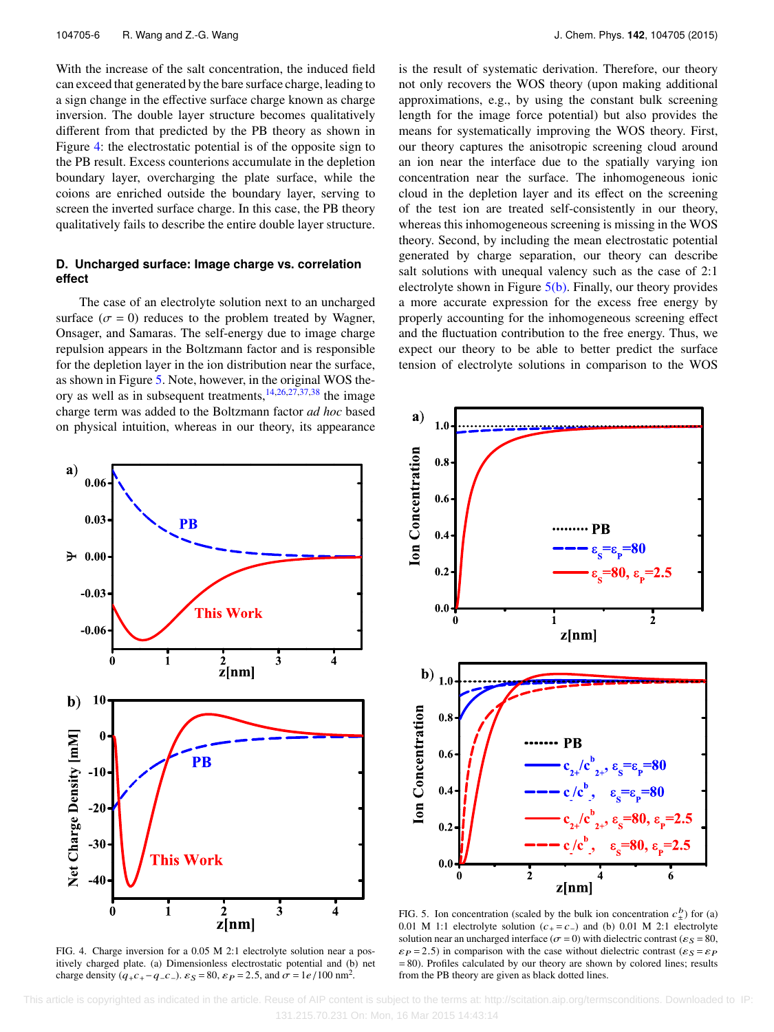With the increase of the salt concentration, the induced field can exceed that generated by the bare surface charge, leading to a sign change in the effective surface charge known as charge inversion. The double layer structure becomes qualitatively different from that predicted by the PB theory as shown in Figure 4: the electrostatic potential is of the opposite sign to the PB result. Excess counterions accumulate in the depletion boundary layer, overcharging the plate surface, while the coions are enriched outside the boundary layer, serving to screen the inverted surface charge. In this case, the PB theory qualitatively fails to describe the entire double layer structure.

### D. Uncharged surface: Image charge vs. correlation effect

The case of an electrolyte solution next to an uncharged surface ($\sigma = 0$) reduces to the problem treated by Wagner, Onsager, and Samaras. The self-energy due to image charge repulsion appears in the Boltzmann factor and is responsible for the depletion layer in the ion distribution near the surface, as shown in Figure 5. Note, however, in the original WOS theory as well as in subsequent treatments,[14,26,27,37,38] the image charge term was added to the Boltzmann factor *ad hoc* based on physical intuition, whereas in our theory, its appearance is the result of systematic derivation. Therefore, our theory not only recovers the WOS theory (upon making additional approximations, e.g., by using the constant bulk screening length for the image force potential) but also provides the means for systematically improving the WOS theory. First, our theory captures the anisotropic screening cloud around an ion near the interface due to the spatially varying ion concentration near the surface. The inhomogeneous ionic cloud in the depletion layer and its effect on the screening of the test ion are treated self-consistently in our theory, whereas this inhomogeneous screening is missing in the WOS theory. Second, by including the mean electrostatic potential generated by charge separation, our theory can describe salt solutions with unequal valency such as the case of 2:1 electrolyte shown in Figure 5(b). Finally, our theory provides a more accurate expression for the excess free energy by properly accounting for the inhomogeneous screening effect and the fluctuation contribution to the free energy. Thus, we expect our theory to be able to better predict the surface tension of electrolyte solutions in comparison to the WOS

FIG. 4. Charge inversion for a 0.05 M 2:1 electrolyte solution near a positively charged plate. (a) Dimensionless electrostatic potential and (b) net charge density ($q_+c_+ - q_-c_-$). $\varepsilon_S = 80$, $\varepsilon_P = 2.5$, and $\sigma = 1e/100\ \text{nm}^2$.

FIG. 5. Ion concentration (scaled by the bulk ion concentration $c_\pm^b$) for (a) 0.01 M 1:1 electrolyte solution ($c_+ = c_-$) and (b) 0.01 M 2:1 electrolyte solution near an uncharged interface ($\sigma = 0$) with dielectric contrast ($\varepsilon_S = 80$, $\varepsilon_P = 2.5$) in comparison with the case without dielectric contrast ($\varepsilon_S = \varepsilon_P = 80$). Profiles calculated by our theory are shown by colored lines; results from the PB theory are given as black dotted lines.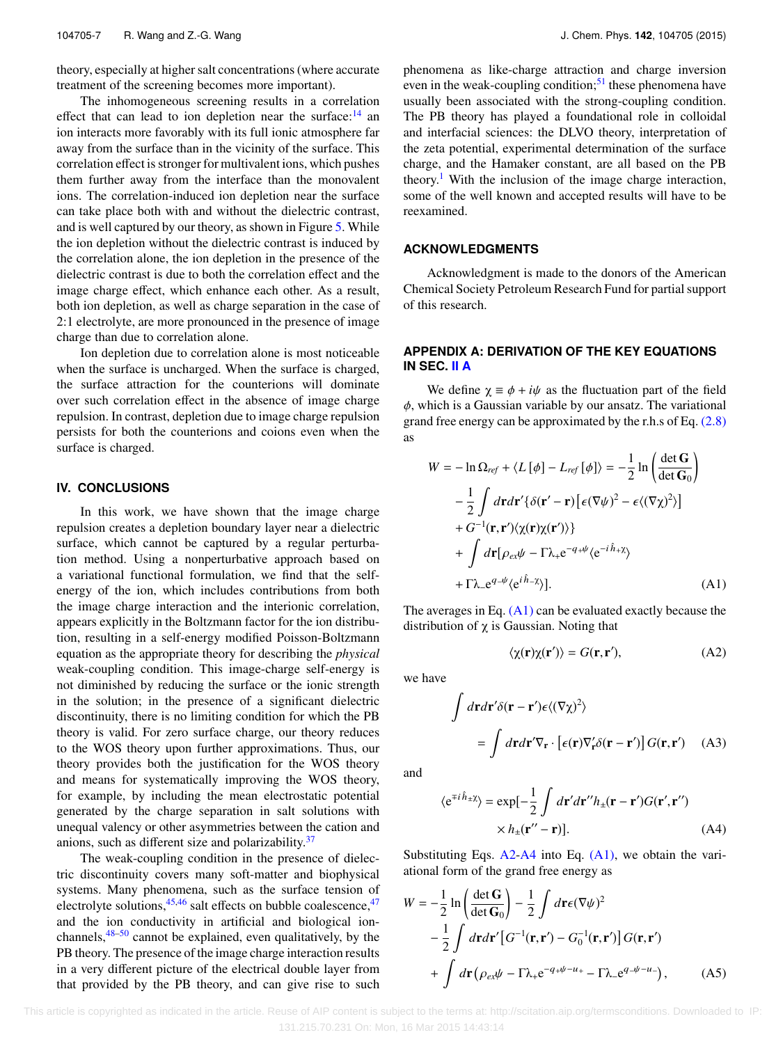theory, especially at higher salt concentrations (where accurate treatment of the screening becomes more important).

The inhomogeneous screening results in a correlation effect that can lead to ion depletion near the surface:[14] an ion interacts more favorably with its full ionic atmosphere far away from the surface than in the vicinity of the surface. This correlation effect is stronger for multivalent ions, which pushes them further away from the interface than the monovalent ions. The correlation-induced ion depletion near the surface can take place both with and without the dielectric contrast, and is well captured by our theory, as shown in Figure 5. While the ion depletion without the dielectric contrast is induced by the correlation alone, the ion depletion in the presence of the dielectric contrast is due to both the correlation effect and the image charge effect, which enhance each other. As a result, both ion depletion, as well as charge separation in the case of 2:1 electrolyte, are more pronounced in the presence of image charge than due to correlation alone.

Ion depletion due to correlation alone is most noticeable when the surface is uncharged. When the surface is charged, the surface attraction for the counterions will dominate over such correlation effect in the absence of image charge repulsion. In contrast, depletion due to image charge repulsion persists for both the counterions and coions even when the surface is charged.

## IV. CONCLUSIONS

In this work, we have shown that the image charge repulsion creates a depletion boundary layer near a dielectric surface, which cannot be captured by a regular perturbation method. Using a nonperturbative approach based on a variational functional formulation, we find that the self-energy of the ion, which includes contributions from both the image charge interaction and the interionic correlation, appears explicitly in the Boltzmann factor for the ion distribution, resulting in a self-energy modified Poisson-Boltzmann equation as the appropriate theory for describing the *physical* weak-coupling condition. This image-charge self-energy is not diminished by reducing the surface or the ionic strength in the solution; in the presence of a significant dielectric discontinuity, there is no limiting condition for which the PB theory is valid. For zero surface charge, our theory reduces to the WOS theory upon further approximations. Thus, our theory provides both the justification for the WOS theory and means for systematically improving the WOS theory, for example, by including the mean electrostatic potential generated by the charge separation in salt solutions with unequal valency or other asymmetries between the cation and anions, such as different size and polarizability.[37]

The weak-coupling condition in the presence of dielectric discontinuity covers many soft-matter and biophysical systems. Many phenomena, such as the surface tension of electrolyte solutions,[45,46] salt effects on bubble coalescence,[47] and the ion conductivity in artificial and biological ion-channels,[48–50] cannot be explained, even qualitatively, by the PB theory. The presence of the image charge interaction results in a very different picture of the electrical double layer from that provided by the PB theory, and can give rise to such phenomena as like-charge attraction and charge inversion even in the weak-coupling condition;[51] these phenomena have usually been associated with the strong-coupling condition. The PB theory has played a foundational role in colloidal and interfacial sciences: the DLVO theory, interpretation of the zeta potential, experimental determination of the surface charge, and the Hamaker constant, are all based on the PB theory.[1] With the inclusion of the image charge interaction, some of the well known and accepted results will have to be reexamined.

## ACKNOWLEDGMENTS

Acknowledgment is made to the donors of the American Chemical Society Petroleum Research Fund for partial support of this research.

## APPENDIX A: DERIVATION OF THE KEY EQUATIONS IN SEC. II A

We define $\chi \equiv \phi + i\psi$ as the fluctuation part of the field $\phi$, which is a Gaussian variable by our ansatz. The variational grand free energy can be approximated by the r.h.s of Eq. (2.8) as

$$
\begin{aligned}
W = -\ln \Omega_{ref} + \langle L[\phi] - L_{ref}[\phi]\rangle = -\frac{1}{2}\ln\left(\frac{\det \mathbf{G}}{\det \mathbf{G}_0}\right) \\
-\frac{1}{2}\int d\mathbf{r}d\mathbf{r}'\{\delta(\mathbf{r}'-\mathbf{r})\left[\epsilon(\nabla\psi)^2 - \epsilon\langle(\nabla\chi)^2\rangle\right] \\
+ G^{-1}(\mathbf{r},\mathbf{r}')\langle\chi(\mathbf{r})\chi(\mathbf{r}')\rangle\} \\
+\int d\mathbf{r}[\rho_{ex}\psi - \Gamma\lambda_+ e^{-q_+\psi}\langle e^{-i\hat{h}_+\chi}\rangle \\
+\Gamma\lambda_- e^{q_-\psi}\langle e^{i\hat{h}_-\chi}\rangle]. \qquad \text{(A1)}
\end{aligned}
$$

The averages in Eq. (A1) can be evaluated exactly because the distribution of $\chi$ is Gaussian. Noting that

$$
\langle\chi(\mathbf{r})\chi(\mathbf{r}')\rangle = G(\mathbf{r},\mathbf{r}'), \qquad \text{(A2)}
$$

we have

$$
\int d\mathbf{r}d\mathbf{r}'\delta(\mathbf{r}-\mathbf{r}')\epsilon\langle(\nabla\chi)^2\rangle = \int d\mathbf{r}d\mathbf{r}'\nabla_{\mathbf{r}}\cdot\left[\epsilon(\mathbf{r})\nabla'_{\mathbf{r}}\delta(\mathbf{r}-\mathbf{r}')\right]G(\mathbf{r},\mathbf{r}') \qquad \text{(A3)}
$$

and

$$
\langle e^{\mp i\hat{h}_\pm\chi}\rangle = \exp\left[-\frac{1}{2}\int d\mathbf{r}'d\mathbf{r}''h_\pm(\mathbf{r}-\mathbf{r}')G(\mathbf{r}',\mathbf{r}'') \times h_\pm(\mathbf{r}''-\mathbf{r})\right]. \qquad \text{(A4)}
$$

Substituting Eqs. A2-A4 into Eq. (A1), we obtain the variational form of the grand free energy as

$$
\begin{aligned}
W = -\frac{1}{2}\ln\left(\frac{\det \mathbf{G}}{\det \mathbf{G}_0}\right) - \frac{1}{2}\int d\mathbf{r}\epsilon(\nabla\psi)^2 \\
-\frac{1}{2}\int d\mathbf{r}d\mathbf{r}'\left[G^{-1}(\mathbf{r},\mathbf{r}') - G_0^{-1}(\mathbf{r},\mathbf{r}')\right]G(\mathbf{r},\mathbf{r}') \\
+\int d\mathbf{r}\left(\rho_{ex}\psi - \Gamma\lambda_+ e^{-q_+\psi - u_+} - \Gamma\lambda_- e^{q_-\psi - u_-}\right), \qquad \text{(A5)}
\end{aligned}
$$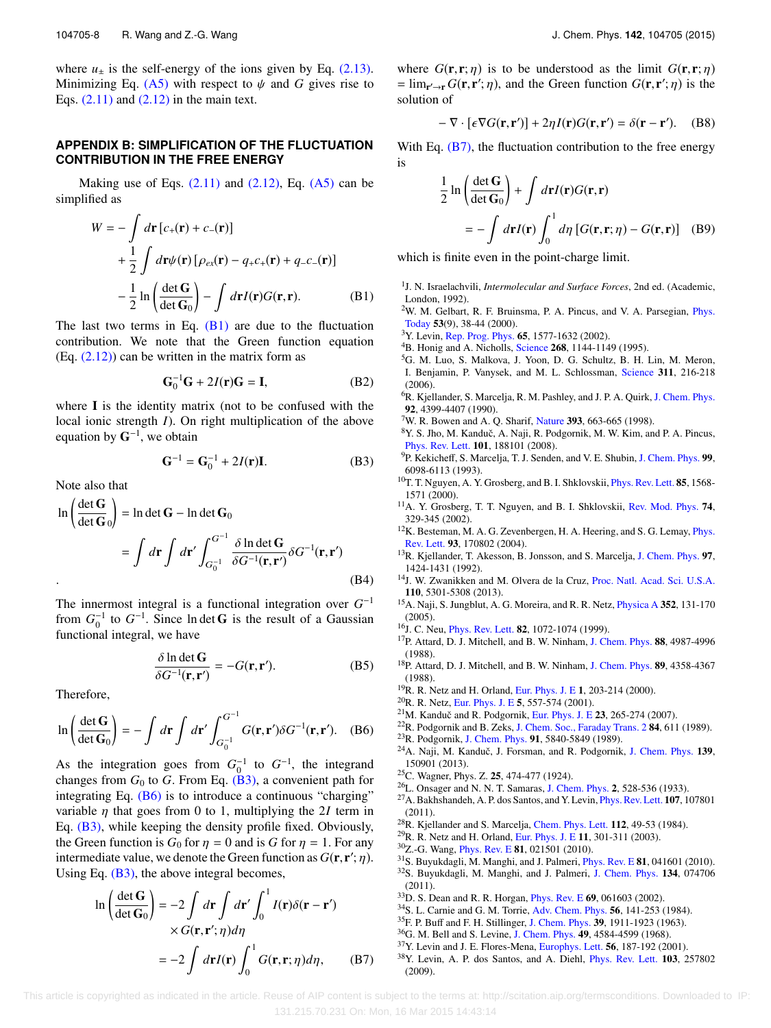where $u_\pm$ is the self-energy of the ions given by Eq. (2.13). Minimizing Eq. (A5) with respect to $\psi$ and $G$ gives rise to Eqs. (2.11) and (2.12) in the main text.

## APPENDIX B: SIMPLIFICATION OF THE FLUCTUATION CONTRIBUTION IN THE FREE ENERGY

Making use of Eqs. (2.11) and (2.12), Eq. (A5) can be simplified as

$$
\begin{aligned}
W = &-\int d\mathbf{r}\,[c_+(\mathbf{r}) + c_-(\mathbf{r})] \\
&+ \frac{1}{2}\int d\mathbf{r}\psi(\mathbf{r})\,[\rho_{ex}(\mathbf{r}) - q_+c_+(\mathbf{r}) + q_-c_-(\mathbf{r})] \\
&- \frac{1}{2}\ln\left(\frac{\det \mathbf{G}}{\det \mathbf{G}_0}\right) - \int d\mathbf{r} I(\mathbf{r})G(\mathbf{r},\mathbf{r}).
\end{aligned}
\tag{B1}
$$

The last two terms in Eq. (B1) are due to the fluctuation contribution. We note that the Green function equation (Eq. (2.12)) can be written in the matrix form as

$$
\mathbf{G}_0^{-1}\mathbf{G} + 2I(\mathbf{r})\mathbf{G} = \mathbf{I}, \tag{B2}
$$

where $\mathbf{I}$ is the identity matrix (not to be confused with the local ionic strength $I$). On right multiplication of the above equation by $\mathbf{G}^{-1}$, we obtain

$$
\mathbf{G}^{-1} = \mathbf{G}_0^{-1} + 2I(\mathbf{r})\mathbf{I}. \tag{B3}
$$

Note also that

$$
\begin{aligned}
\ln\left(\frac{\det \mathbf{G}}{\det \mathbf{G}_0}\right) &= \ln\det\mathbf{G} - \ln\det\mathbf{G}_0 \\
&= \int d\mathbf{r}\int d\mathbf{r}'\int_{G_0^{-1}}^{G^{-1}} \frac{\delta \ln\det\mathbf{G}}{\delta G^{-1}(\mathbf{r},\mathbf{r}')}\delta G^{-1}(\mathbf{r},\mathbf{r}')
\end{aligned}
\tag{B4}
$$

.

The innermost integral is a functional integration over $G^{-1}$ from $G_0^{-1}$ to $G^{-1}$. Since $\ln\det\mathbf{G}$ is the result of a Gaussian functional integral, we have

$$
\frac{\delta \ln\det\mathbf{G}}{\delta G^{-1}(\mathbf{r},\mathbf{r}')} = -G(\mathbf{r},\mathbf{r}'). \tag{B5}
$$

Therefore,

$$
\ln\left(\frac{\det \mathbf{G}}{\det \mathbf{G}_0}\right) = -\int d\mathbf{r}\int d\mathbf{r}'\int_{G_0^{-1}}^{G^{-1}} G(\mathbf{r},\mathbf{r}')\delta G^{-1}(\mathbf{r},\mathbf{r}'). \tag{B6}
$$

As the integration goes from $G_0^{-1}$ to $G^{-1}$, the integrand changes from $G_0$ to $G$. From Eq. (B3), a convenient path for integrating Eq. (B6) is to introduce a continuous "charging" variable $\eta$ that goes from 0 to 1, multiplying the $2I$ term in Eq. (B3), while keeping the density profile fixed. Obviously, the Green function is $G_0$ for $\eta = 0$ and is $G$ for $\eta = 1$. For any intermediate value, we denote the Green function as $G(\mathbf{r},\mathbf{r}';\eta)$. Using Eq. (B3), the above integral becomes,

$$
\begin{aligned}
\ln\left(\frac{\det \mathbf{G}}{\det \mathbf{G}_0}\right) &= -2\int d\mathbf{r}\int d\mathbf{r}'\int_0^1 I(\mathbf{r})\delta(\mathbf{r}-\mathbf{r}') \\
&\quad\times G(\mathbf{r},\mathbf{r}';\eta)d\eta \\
&= -2\int d\mathbf{r} I(\mathbf{r})\int_0^1 G(\mathbf{r},\mathbf{r};\eta)d\eta,
\end{aligned}
\tag{B7}
$$

where $G(\mathbf{r},\mathbf{r};\eta)$ is to be understood as the limit $G(\mathbf{r},\mathbf{r};\eta) = \lim_{\mathbf{r}'\to\mathbf{r}} G(\mathbf{r},\mathbf{r}';\eta)$, and the Green function $G(\mathbf{r},\mathbf{r}';\eta)$ is the solution of

$$
-\nabla\cdot[\epsilon\nabla G(\mathbf{r},\mathbf{r}')] + 2\eta I(\mathbf{r})G(\mathbf{r},\mathbf{r}') = \delta(\mathbf{r}-\mathbf{r}'). \tag{B8}
$$

With Eq. (B7), the fluctuation contribution to the free energy is

$$
\begin{aligned}
&\frac{1}{2}\ln\left(\frac{\det \mathbf{G}}{\det \mathbf{G}_0}\right) + \int d\mathbf{r} I(\mathbf{r})G(\mathbf{r},\mathbf{r}) \\
&\quad = -\int d\mathbf{r} I(\mathbf{r})\int_0^1 d\eta\,[G(\mathbf{r},\mathbf{r};\eta) - G(\mathbf{r},\mathbf{r})]
\end{aligned}
\tag{B9}
$$

which is finite even in the point-charge limit.

[1] J. N. Israelachvili, *Intermolecular and Surface Forces*, 2nd ed. (Academic, London, 1992).
[2] W. M. Gelbart, R. F. Bruinsma, P. A. Pincus, and V. A. Parsegian, Phys. Today **53**(9), 38-44 (2000).
[3] Y. Levin, Rep. Prog. Phys. **65**, 1577-1632 (2002).
[4] B. Honig and A. Nicholls, Science **268**, 1144-1149 (1995).
[5] G. M. Luo, S. Malkova, J. Yoon, D. G. Schultz, B. H. Lin, M. Meron, I. Benjamin, P. Vanysek, and M. L. Schlossman, Science **311**, 216-218 (2006).
[6] R. Kjellander, S. Marcelja, R. M. Pashley, and J. P. A. Quirk, J. Chem. Phys. **92**, 4399-4407 (1990).
[7] W. R. Bowen and A. Q. Sharif, Nature **393**, 663-665 (1998).
[8] Y. S. Jho, M. Kanduč, A. Naji, R. Podgornik, M. W. Kim, and P. A. Pincus, Phys. Rev. Lett. **101**, 188101 (2008).
[9] P. Kekicheff, S. Marcelja, T. J. Senden, and V. E. Shubin, J. Chem. Phys. **99**, 6098-6113 (1993).
[10] T. T. Nguyen, A. Y. Grosberg, and B. I. Shklovskii, Phys. Rev. Lett. **85**, 1568-1571 (2000).
[11] A. Y. Grosberg, T. T. Nguyen, and B. I. Shklovskii, Rev. Mod. Phys. **74**, 329-345 (2002).
[12] K. Besteman, M. A. G. Zevenbergen, H. A. Heering, and S. G. Lemay, Phys. Rev. Lett. **93**, 170802 (2004).
[13] R. Kjellander, T. Akesson, B. Jonsson, and S. Marcelja, J. Chem. Phys. **97**, 1424-1431 (1992).
[14] J. W. Zwanikken and M. Olvera de la Cruz, Proc. Natl. Acad. Sci. U.S.A. **110**, 5301-5308 (2013).
[15] A. Naji, S. Jungblut, A. G. Moreira, and R. R. Netz, Physica A **352**, 131-170 (2005).
[16] J. C. Neu, Phys. Rev. Lett. **82**, 1072-1074 (1999).
[17] P. Attard, D. J. Mitchell, and B. W. Ninham, J. Chem. Phys. **88**, 4987-4996 (1988).
[18] P. Attard, D. J. Mitchell, and B. W. Ninham, J. Chem. Phys. **89**, 4358-4367 (1988).
[19] R. R. Netz and H. Orland, Eur. Phys. J. E **1**, 203-214 (2000).
[20] R. R. Netz, Eur. Phys. J. E **5**, 557-574 (2001).
[21] M. Kanduč and R. Podgornik, Eur. Phys. J. E **23**, 265-274 (2007).
[22] R. Podgornik and B. Zeks, J. Chem. Soc., Faraday Trans. 2 **84**, 611 (1989).
[23] R. Podgornik, J. Chem. Phys. **91**, 5840-5849 (1989).
[24] A. Naji, M. Kanduč, J. Forsman, and R. Podgornik, J. Chem. Phys. **139**, 150901 (2013).
[25] C. Wagner, Phys. Z. **25**, 474-477 (1924).
[26] L. Onsager and N. N. T. Samaras, J. Chem. Phys. **2**, 528-536 (1933).
[27] A. Bakhshandeh, A. P. dos Santos, and Y. Levin, Phys. Rev. Lett. **107**, 107801 (2011).
[28] R. Kjellander and S. Marcelja, Chem. Phys. Lett. **112**, 49-53 (1984).
[29] R. R. Netz and H. Orland, Eur. Phys. J. E **11**, 301-311 (2003).
[30] Z.-G. Wang, Phys. Rev. E **81**, 021501 (2010).
[31] S. Buyukdagli, M. Manghi, and J. Palmeri, Phys. Rev. E **81**, 041601 (2010).
[32] S. Buyukdagli, M. Manghi, and J. Palmeri, J. Chem. Phys. **134**, 074706 (2011).
[33] D. S. Dean and R. R. Horgan, Phys. Rev. E **69**, 061603 (2002).
[34] S. L. Carnie and G. M. Torrie, Adv. Chem. Phys. **56**, 141-253 (1984).
[35] F. P. Buff and F. H. Stillinger, J. Chem. Phys. **39**, 1911-1923 (1963).
[36] G. M. Bell and S. Levine, J. Chem. Phys. **49**, 4584-4599 (1968).
[37] Y. Levin and J. E. Flores-Mena, Europhys. Lett. **56**, 187-192 (2001).
[38] Y. Levin, A. P. dos Santos, and A. Diehl, Phys. Rev. Lett. **103**, 257802 (2009).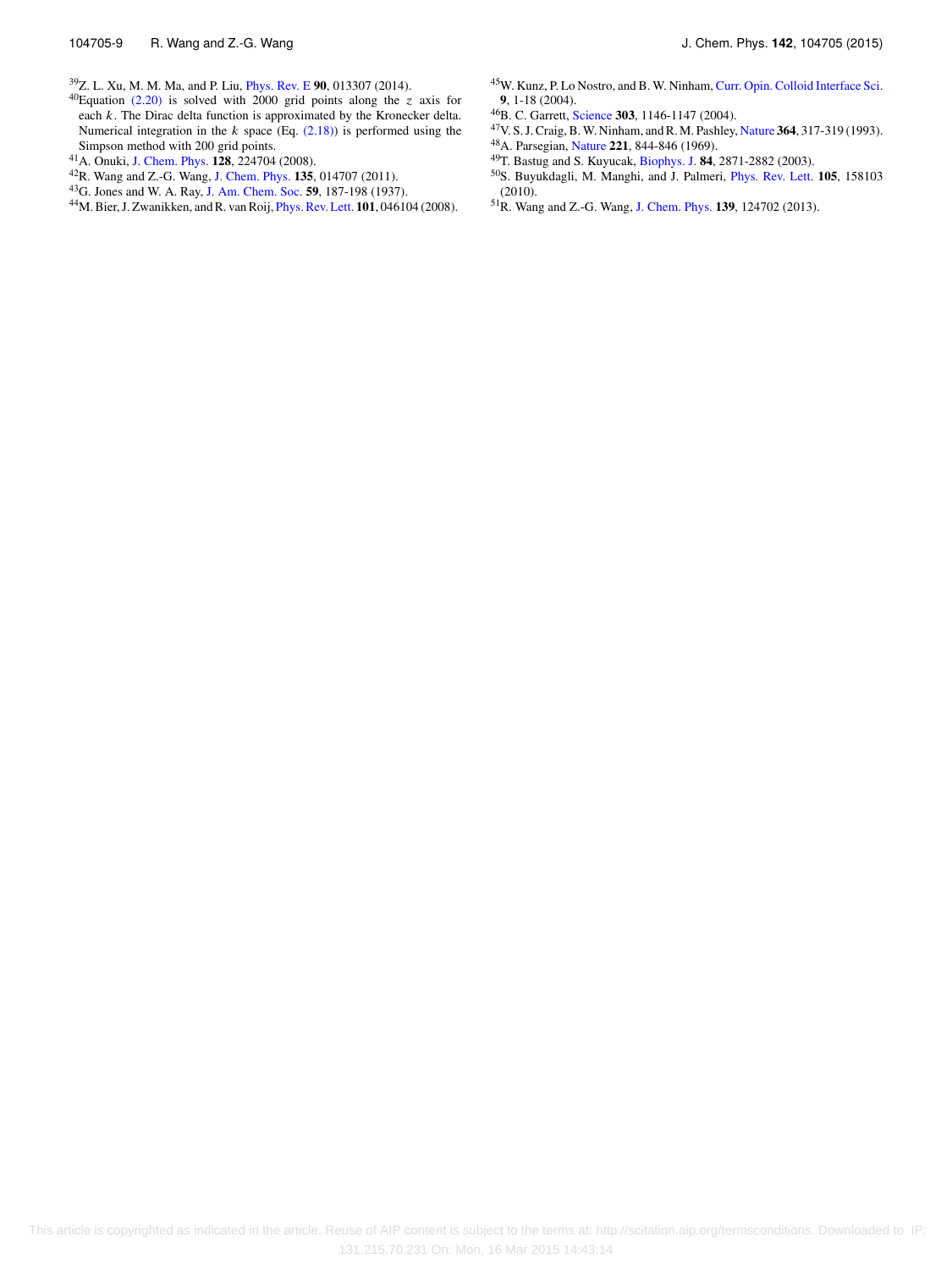[39] Z. L. Xu, M. M. Ma, and P. Liu, Phys. Rev. E **90**, 013307 (2014).

[40] Equation (2.20) is solved with 2000 grid points along the $z$ axis for each $k$. The Dirac delta function is approximated by the Kronecker delta. Numerical integration in the $k$ space (Eq. (2.18)) is performed using the Simpson method with 200 grid points.

[41] A. Onuki, J. Chem. Phys. **128**, 224704 (2008).

[42] R. Wang and Z.-G. Wang, J. Chem. Phys. **135**, 014707 (2011).

[43] G. Jones and W. A. Ray, J. Am. Chem. Soc. **59**, 187-198 (1937).

[44] M. Bier, J. Zwanikken, and R. van Roij, Phys. Rev. Lett. **101**, 046104 (2008).

[45] W. Kunz, P. Lo Nostro, and B. W. Ninham, Curr. Opin. Colloid Interface Sci. **9**, 1-18 (2004).

[46] B. C. Garrett, Science **303**, 1146-1147 (2004).

[47] V. S. J. Craig, B. W. Ninham, and R. M. Pashley, Nature **364**, 317-319 (1993).

[48] A. Parsegian, Nature **221**, 844-846 (1969).

[49] T. Bastug and S. Kuyucak, Biophys. J. **84**, 2871-2882 (2003).

[50] S. Buyukdagli, M. Manghi, and J. Palmeri, Phys. Rev. Lett. **105**, 158103 (2010).

[51] R. Wang and Z.-G. Wang, J. Chem. Phys. **139**, 124702 (2013).